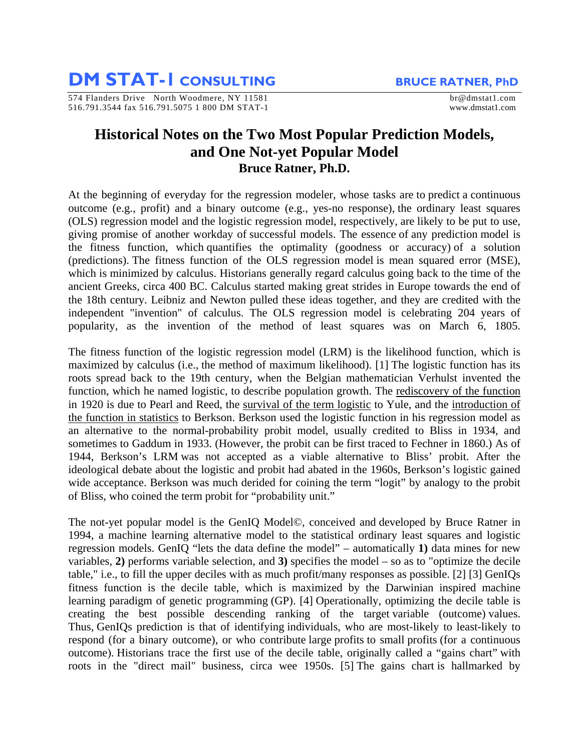# DM STAT-1 CONSULTING

**BRUCE RATNER, PhD**

574 Flanders Drive North Woodmere, NY 11581
516.791.3544 fax 516.791.5075 1 800 DM STAT-1

br@dmstat1.com
www.dmstat1.com

## Historical Notes on the Two Most Popular Prediction Models, and One Not-yet Popular Model

**Bruce Ratner, Ph.D.**

At the beginning of everyday for the regression modeler, whose tasks are to predict a continuous outcome (e.g., profit) and a binary outcome (e.g., yes-no response), the ordinary least squares (OLS) regression model and the logistic regression model, respectively, are likely to be put to use, giving promise of another workday of successful models. The essence of any prediction model is the fitness function, which quantifies the optimality (goodness or accuracy) of a solution (predictions). The fitness function of the OLS regression model is mean squared error (MSE), which is minimized by calculus. Historians generally regard calculus going back to the time of the ancient Greeks, circa 400 BC. Calculus started making great strides in Europe towards the end of the 18th century. Leibniz and Newton pulled these ideas together, and they are credited with the independent "invention" of calculus. The OLS regression model is celebrating 204 years of popularity, as the invention of the method of least squares was on March 6, 1805.

The fitness function of the logistic regression model (LRM) is the likelihood function, which is maximized by calculus (i.e., the method of maximum likelihood). [1] The logistic function has its roots spread back to the 19th century, when the Belgian mathematician Verhulst invented the function, which he named logistic, to describe population growth. The rediscovery of the function in 1920 is due to Pearl and Reed, the survival of the term logistic to Yule, and the introduction of the function in statistics to Berkson. Berkson used the logistic function in his regression model as an alternative to the normal-probability probit model, usually credited to Bliss in 1934, and sometimes to Gaddum in 1933. (However, the probit can be first traced to Fechner in 1860.) As of 1944, Berkson's LRM was not accepted as a viable alternative to Bliss' probit. After the ideological debate about the logistic and probit had abated in the 1960s, Berkson's logistic gained wide acceptance. Berkson was much derided for coining the term "logit" by analogy to the probit of Bliss, who coined the term probit for "probability unit."

The not-yet popular model is the GenIQ Model©, conceived and developed by Bruce Ratner in 1994, a machine learning alternative model to the statistical ordinary least squares and logistic regression models. GenIQ "lets the data define the model" – automatically **1)** data mines for new variables, **2)** performs variable selection, and **3)** specifies the model – so as to "optimize the decile table," i.e., to fill the upper deciles with as much profit/many responses as possible. [2] [3] GenIQs fitness function is the decile table, which is maximized by the Darwinian inspired machine learning paradigm of genetic programming (GP). [4] Operationally, optimizing the decile table is creating the best possible descending ranking of the target variable (outcome) values. Thus, GenIQs prediction is that of identifying individuals, who are most-likely to least-likely to respond (for a binary outcome), or who contribute large profits to small profits (for a continuous outcome). Historians trace the first use of the decile table, originally called a "gains chart" with roots in the "direct mail" business, circa wee 1950s. [5] The gains chart is hallmarked by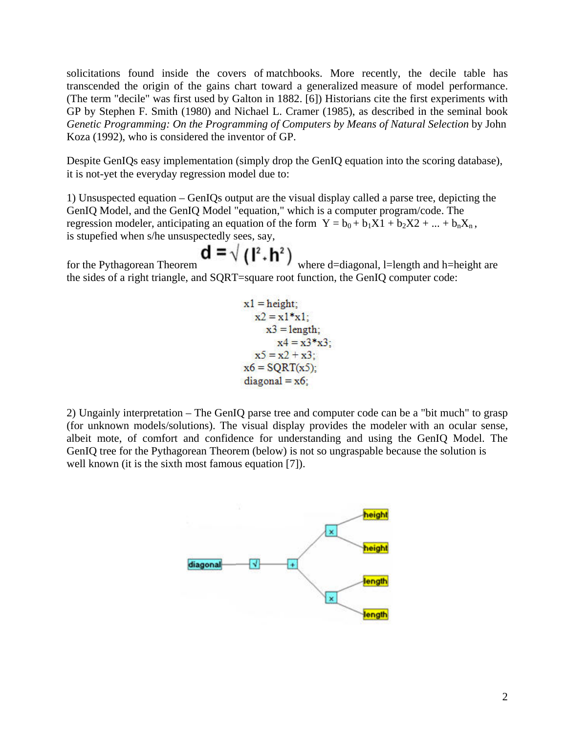solicitations found inside the covers of matchbooks. More recently, the decile table has transcended the origin of the gains chart toward a generalized measure of model performance. (The term "decile" was first used by Galton in 1882. [6]) Historians cite the first experiments with GP by Stephen F. Smith (1980) and Nichael L. Cramer (1985), as described in the seminal book *Genetic Programming: On the Programming of Computers by Means of Natural Selection* by John Koza (1992), who is considered the inventor of GP.

Despite GenIQs easy implementation (simply drop the GenIQ equation into the scoring database), it is not-yet the everyday regression model due to:

1) Unsuspected equation – GenIQs output are the visual display called a parse tree, depicting the GenIQ Model, and the GenIQ Model "equation," which is a computer program/code. The regression modeler, anticipating an equation of the form $Y = b_0 + b_1X1 + b_2X2 + ... + b_nX_n$, is stupefied when s/he unsuspectedly sees, say,

for the Pythagorean Theorem $d = \sqrt{(l^2 + h^2)}$ where d=diagonal, l=length and h=height are the sides of a right triangle, and SQRT=square root function, the GenIQ computer code:

```
x1 = height;
  x2 = x1*x1;
    x3 = length;
      x4 = x3*x3;
  x5 = x2 + x3;
x6 = SQRT(x5);
diagonal = x6;
```

2) Ungainly interpretation – The GenIQ parse tree and computer code can be a "bit much" to grasp (for unknown models/solutions). The visual display provides the modeler with an ocular sense, albeit mote, of comfort and confidence for understanding and using the GenIQ Model. The GenIQ tree for the Pythagorean Theorem (below) is not so ungraspable because the solution is well known (it is the sixth most famous equation [7]).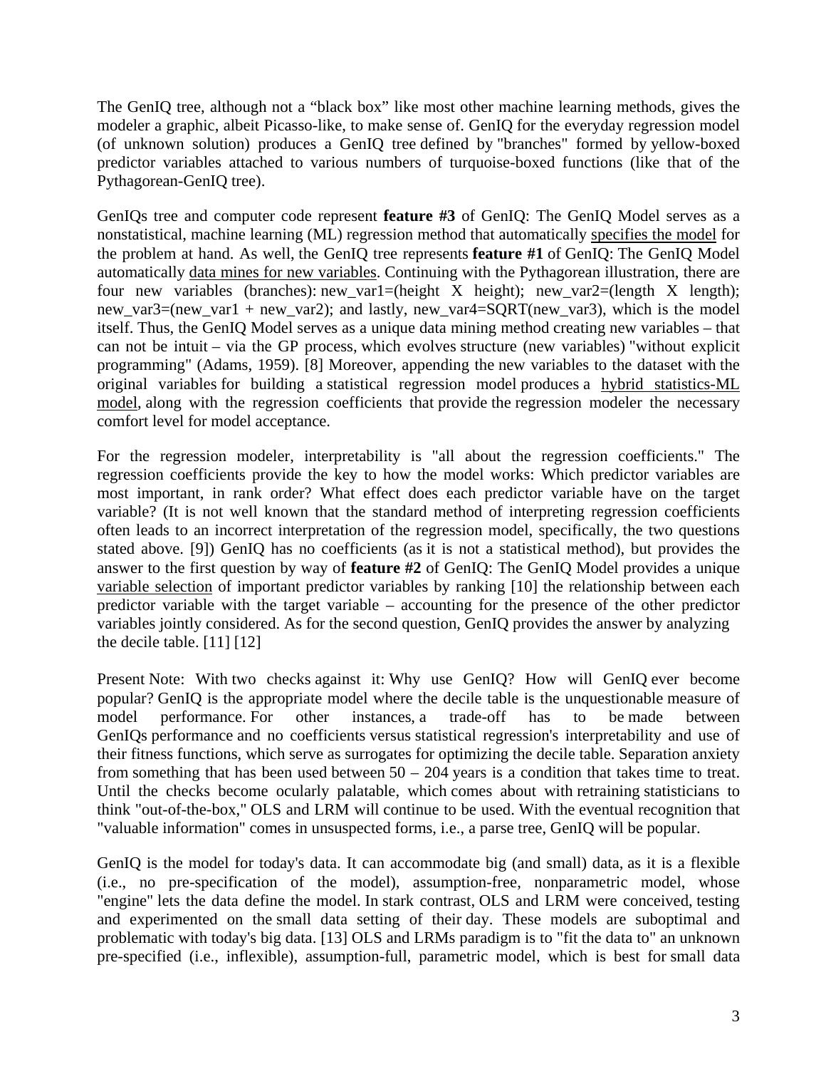The GenIQ tree, although not a "black box" like most other machine learning methods, gives the modeler a graphic, albeit Picasso-like, to make sense of. GenIQ for the everyday regression model (of unknown solution) produces a GenIQ tree defined by "branches" formed by yellow-boxed predictor variables attached to various numbers of turquoise-boxed functions (like that of the Pythagorean-GenIQ tree).

GenIQs tree and computer code represent **feature #3** of GenIQ: The GenIQ Model serves as a nonstatistical, machine learning (ML) regression method that automatically specifies the model for the problem at hand. As well, the GenIQ tree represents **feature #1** of GenIQ: The GenIQ Model automatically data mines for new variables. Continuing with the Pythagorean illustration, there are four new variables (branches): new_var1=(height X height); new_var2=(length X length); new_var3=(new_var1 + new_var2); and lastly, new_var4=SQRT(new_var3), which is the model itself. Thus, the GenIQ Model serves as a unique data mining method creating new variables – that can not be intuit – via the GP process, which evolves structure (new variables) "without explicit programming" (Adams, 1959). [8] Moreover, appending the new variables to the dataset with the original variables for building a statistical regression model produces a hybrid statistics-ML model, along with the regression coefficients that provide the regression modeler the necessary comfort level for model acceptance.

For the regression modeler, interpretability is "all about the regression coefficients." The regression coefficients provide the key to how the model works: Which predictor variables are most important, in rank order? What effect does each predictor variable have on the target variable? (It is not well known that the standard method of interpreting regression coefficients often leads to an incorrect interpretation of the regression model, specifically, the two questions stated above. [9]) GenIQ has no coefficients (as it is not a statistical method), but provides the answer to the first question by way of **feature #2** of GenIQ: The GenIQ Model provides a unique variable selection of important predictor variables by ranking [10] the relationship between each predictor variable with the target variable – accounting for the presence of the other predictor variables jointly considered. As for the second question, GenIQ provides the answer by analyzing the decile table. [11] [12]

Present Note: With two checks against it: Why use GenIQ? How will GenIQ ever become popular? GenIQ is the appropriate model where the decile table is the unquestionable measure of model performance. For other instances, a trade-off has to be made between GenIQs performance and no coefficients versus statistical regression's interpretability and use of their fitness functions, which serve as surrogates for optimizing the decile table. Separation anxiety from something that has been used between 50 – 204 years is a condition that takes time to treat. Until the checks become ocularly palatable, which comes about with retraining statisticians to think "out-of-the-box," OLS and LRM will continue to be used. With the eventual recognition that "valuable information" comes in unsuspected forms, i.e., a parse tree, GenIQ will be popular.

GenIQ is the model for today's data. It can accommodate big (and small) data, as it is a flexible (i.e., no pre-specification of the model), assumption-free, nonparametric model, whose "engine" lets the data define the model. In stark contrast, OLS and LRM were conceived, testing and experimented on the small data setting of their day. These models are suboptimal and problematic with today's big data. [13] OLS and LRMs paradigm is to "fit the data to" an unknown pre-specified (i.e., inflexible), assumption-full, parametric model, which is best for small data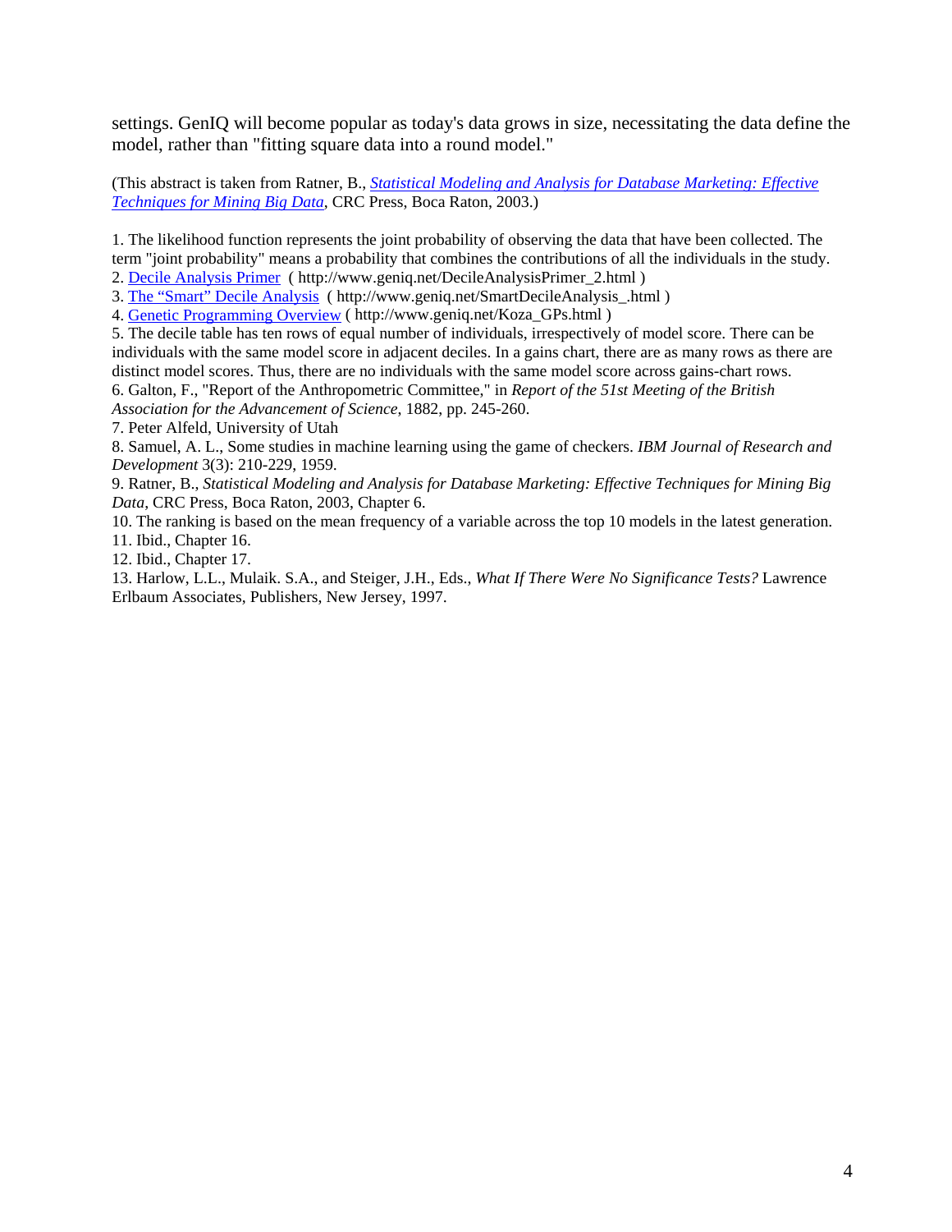settings. GenIQ will become popular as today's data grows in size, necessitating the data define the model, rather than "fitting square data into a round model."

(This abstract is taken from Ratner, B., *Statistical Modeling and Analysis for Database Marketing: Effective Techniques for Mining Big Data*, CRC Press, Boca Raton, 2003.)

1. The likelihood function represents the joint probability of observing the data that have been collected. The term "joint probability" means a probability that combines the contributions of all the individuals in the study.
2. Decile Analysis Primer ( http://www.geniq.net/DecileAnalysisPrimer_2.html )
3. The "Smart" Decile Analysis ( http://www.geniq.net/SmartDecileAnalysis_.html )
4. Genetic Programming Overview ( http://www.geniq.net/Koza_GPs.html )
5. The decile table has ten rows of equal number of individuals, irrespectively of model score. There can be individuals with the same model score in adjacent deciles. In a gains chart, there are as many rows as there are distinct model scores. Thus, there are no individuals with the same model score across gains-chart rows.
6. Galton, F., "Report of the Anthropometric Committee," in *Report of the 51st Meeting of the British Association for the Advancement of Science*, 1882, pp. 245-260.
7. Peter Alfeld, University of Utah
8. Samuel, A. L., Some studies in machine learning using the game of checkers. *IBM Journal of Research and Development* 3(3): 210-229, 1959.
9. Ratner, B., *Statistical Modeling and Analysis for Database Marketing: Effective Techniques for Mining Big Data*, CRC Press, Boca Raton, 2003, Chapter 6.
10. The ranking is based on the mean frequency of a variable across the top 10 models in the latest generation.
11. Ibid., Chapter 16.
12. Ibid., Chapter 17.
13. Harlow, L.L., Mulaik. S.A., and Steiger, J.H., Eds., *What If There Were No Significance Tests?* Lawrence Erlbaum Associates, Publishers, New Jersey, 1997.